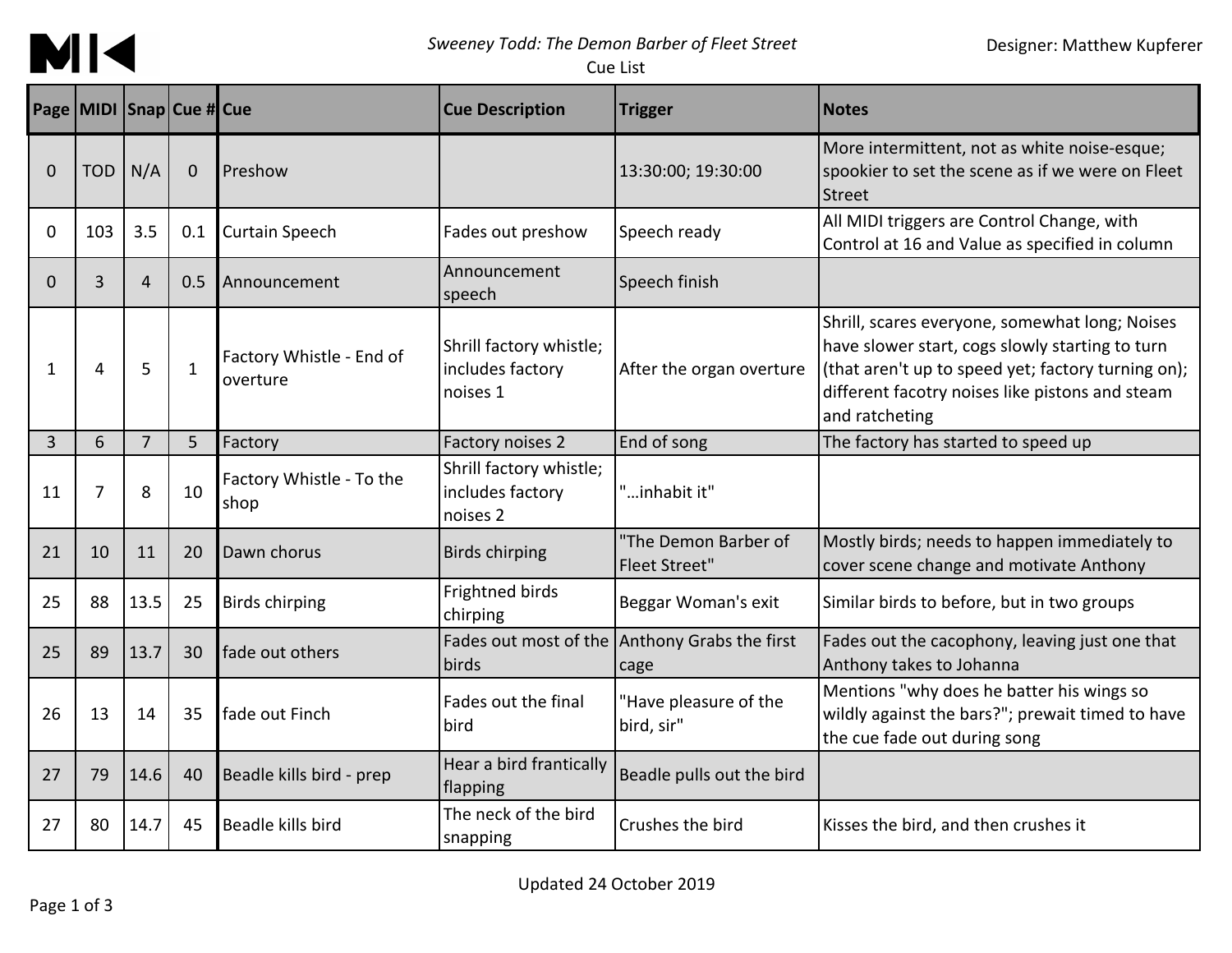*Sweeney Todd: The Demon Barber of Fleet Street*
Cue List

Designer: Matthew Kupferer

| Page | MIDI | Snap | Cue # | Cue | Cue Description | Trigger | Notes |
|---|---|---|---|---|---|---|---|
| 0 | TOD | N/A | 0 | Preshow | | 13:30:00; 19:30:00 | More intermittent, not as white noise-esque; spookier to set the scene as if we were on Fleet Street |
| 0 | 103 | 3.5 | 0.1 | Curtain Speech | Fades out preshow | Speech ready | All MIDI triggers are Control Change, with Control at 16 and Value as specified in column |
| 0 | 3 | 4 | 0.5 | Announcement | Announcement speech | Speech finish | |
| 1 | 4 | 5 | 1 | Factory Whistle - End of overture | Shrill factory whistle; includes factory noises 1 | After the organ overture | Shrill, scares everyone, somewhat long; Noises have slower start, cogs slowly starting to turn (that aren't up to speed yet; factory turning on); different facotry noises like pistons and steam and ratcheting |
| 3 | 6 | 7 | 5 | Factory | Factory noises 2 | End of song | The factory has started to speed up |
| 11 | 7 | 8 | 10 | Factory Whistle - To the shop | Shrill factory whistle; includes factory noises 2 | "...inhabit it" | |
| 21 | 10 | 11 | 20 | Dawn chorus | Birds chirping | "The Demon Barber of Fleet Street" | Mostly birds; needs to happen immediately to cover scene change and motivate Anthony |
| 25 | 88 | 13.5 | 25 | Birds chirping | Frightned birds chirping | Beggar Woman's exit | Similar birds to before, but in two groups |
| 25 | 89 | 13.7 | 30 | fade out others | Fades out most of the birds | Anthony Grabs the first cage | Fades out the cacophony, leaving just one that Anthony takes to Johanna |
| 26 | 13 | 14 | 35 | fade out Finch | Fades out the final bird | "Have pleasure of the bird, sir" | Mentions "why does he batter his wings so wildly against the bars?"; prewait timed to have the cue fade out during song |
| 27 | 79 | 14.6 | 40 | Beadle kills bird - prep | Hear a bird frantically flapping | Beadle pulls out the bird | |
| 27 | 80 | 14.7 | 45 | Beadle kills bird | The neck of the bird snapping | Crushes the bird | Kisses the bird, and then crushes it |

Updated 24 October 2019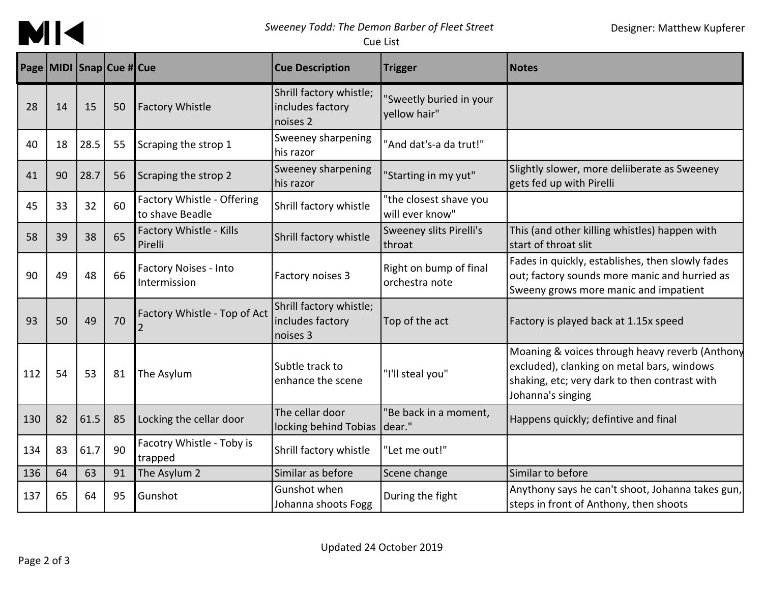*Sweeney Todd: The Demon Barber of Fleet Street*
Cue List

Designer: Matthew Kupferer

| Page | MIDI | Snap | Cue # | Cue | Cue Description | Trigger | Notes |
|---|---|---|---|---|---|---|---|
| 28 | 14 | 15 | 50 | Factory Whistle | Shrill factory whistle; includes factory noises 2 | "Sweetly buried in your yellow hair" | |
| 40 | 18 | 28.5 | 55 | Scraping the strop 1 | Sweeney sharpening his razor | "And dat's-a da trut!" | |
| 41 | 90 | 28.7 | 56 | Scraping the strop 2 | Sweeney sharpening his razor | "Starting in my yut" | Slightly slower, more deliiberate as Sweeney gets fed up with Pirelli |
| 45 | 33 | 32 | 60 | Factory Whistle - Offering to shave Beadle | Shrill factory whistle | "the closest shave you will ever know" | |
| 58 | 39 | 38 | 65 | Factory Whistle - Kills Pirelli | Shrill factory whistle | Sweeney slits Pirelli's throat | This (and other killing whistles) happen with start of throat slit |
| 90 | 49 | 48 | 66 | Factory Noises - Into Intermission | Factory noises 3 | Right on bump of final orchestra note | Fades in quickly, establishes, then slowly fades out; factory sounds more manic and hurried as Sweeny grows more manic and impatient |
| 93 | 50 | 49 | 70 | Factory Whistle - Top of Act 2 | Shrill factory whistle; includes factory noises 3 | Top of the act | Factory is played back at 1.15x speed |
| 112 | 54 | 53 | 81 | The Asylum | Subtle track to enhance the scene | "I'll steal you" | Moaning & voices through heavy reverb (Anthony excluded), clanking on metal bars, windows shaking, etc; very dark to then contrast with Johanna's singing |
| 130 | 82 | 61.5 | 85 | Locking the cellar door | The cellar door locking behind Tobias | "Be back in a moment, dear." | Happens quickly; defintive and final |
| 134 | 83 | 61.7 | 90 | Facotry Whistle - Toby is trapped | Shrill factory whistle | "Let me out!" | |
| 136 | 64 | 63 | 91 | The Asylum 2 | Similar as before | Scene change | Similar to before |
| 137 | 65 | 64 | 95 | Gunshot | Gunshot when Johanna shoots Fogg | During the fight | Anythony says he can't shoot, Johanna takes gun, steps in front of Anthony, then shoots |

Updated 24 October 2019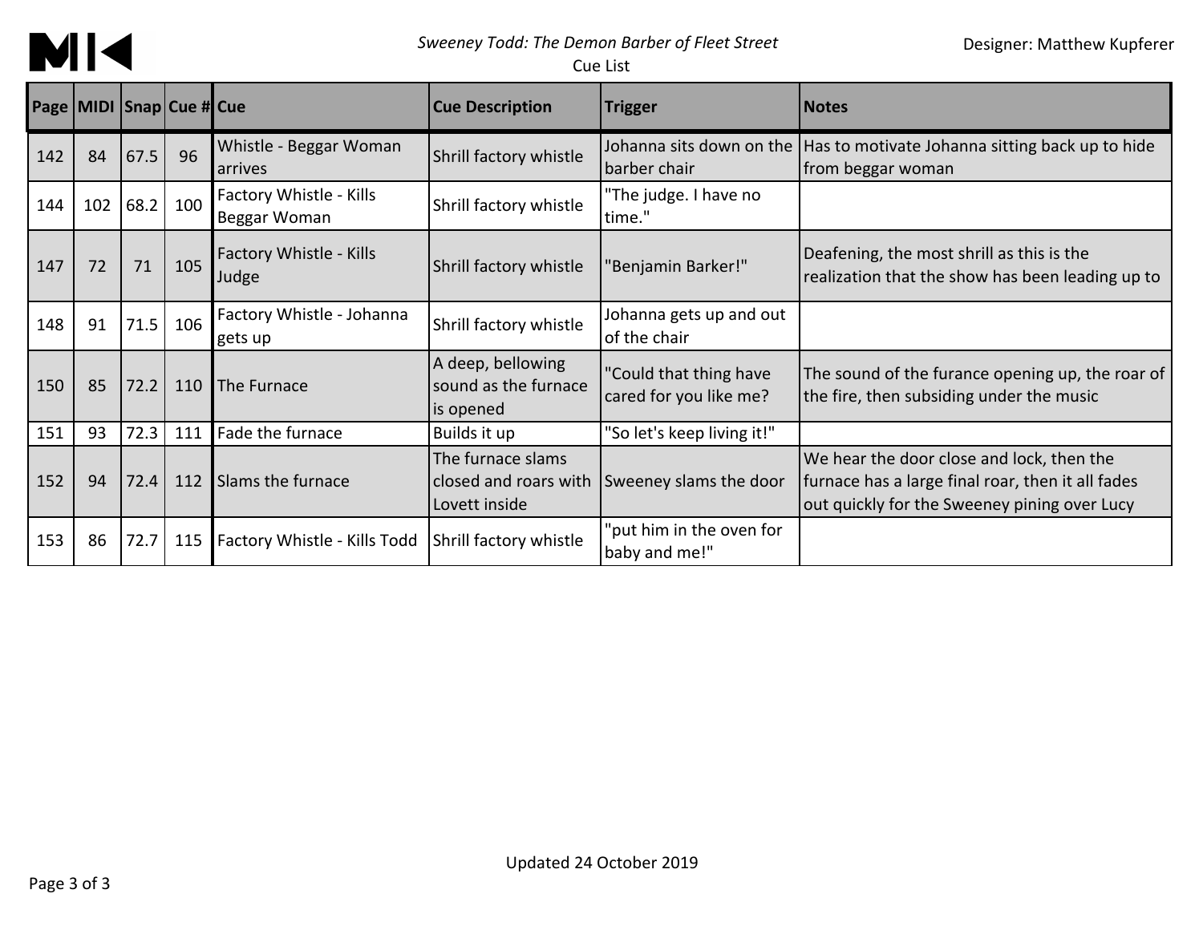*Sweeney Todd: The Demon Barber of Fleet Street*
Cue List

Designer: Matthew Kupferer

| Page | MIDI | Snap | Cue # | Cue | Cue Description | Trigger | Notes |
|---|---|---|---|---|---|---|---|
| 142 | 84 | 67.5 | 96 | Whistle - Beggar Woman arrives | Shrill factory whistle | Johanna sits down on the barber chair | Has to motivate Johanna sitting back up to hide from beggar woman |
| 144 | 102 | 68.2 | 100 | Factory Whistle - Kills Beggar Woman | Shrill factory whistle | "The judge. I have no time." | |
| 147 | 72 | 71 | 105 | Factory Whistle - Kills Judge | Shrill factory whistle | "Benjamin Barker!" | Deafening, the most shrill as this is the realization that the show has been leading up to |
| 148 | 91 | 71.5 | 106 | Factory Whistle - Johanna gets up | Shrill factory whistle | Johanna gets up and out of the chair | |
| 150 | 85 | 72.2 | 110 | The Furnace | A deep, bellowing sound as the furnace is opened | "Could that thing have cared for you like me? | The sound of the furance opening up, the roar of the fire, then subsiding under the music |
| 151 | 93 | 72.3 | 111 | Fade the furnace | Builds it up | "So let's keep living it!" | |
| 152 | 94 | 72.4 | 112 | Slams the furnace | The furnace slams closed and roars with Lovett inside | Sweeney slams the door | We hear the door close and lock, then the furnace has a large final roar, then it all fades out quickly for the Sweeney pining over Lucy |
| 153 | 86 | 72.7 | 115 | Factory Whistle - Kills Todd | Shrill factory whistle | "put him in the oven for baby and me!" | |

Updated 24 October 2019